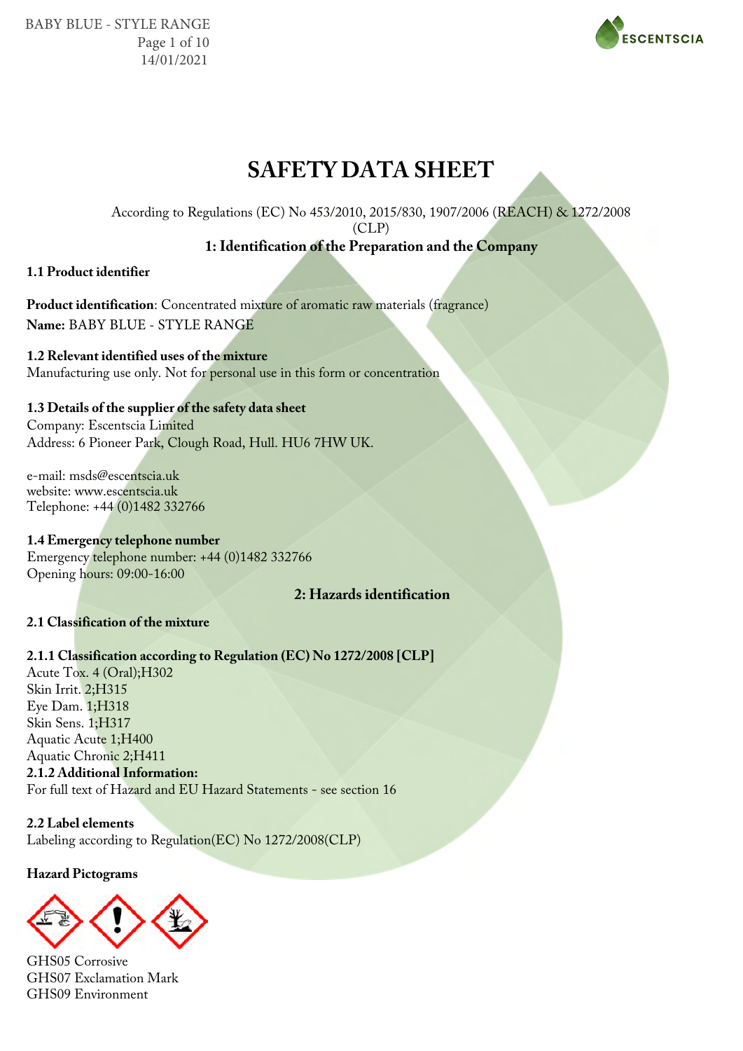# SAFETY DATA SHEET

According to Regulations (EC) No 453/2010, 2015/830, 1907/2006 (REACH) & 1272/2008 (CLP)

## 1: Identification of the Preparation and the Company

### 1.1 Product identifier

**Product identification**: Concentrated mixture of aromatic raw materials (fragrance)
**Name:** BABY BLUE - STYLE RANGE

### 1.2 Relevant identified uses of the mixture

Manufacturing use only. Not for personal use in this form or concentration

### 1.3 Details of the supplier of the safety data sheet

Company: Escentscia Limited
Address: 6 Pioneer Park, Clough Road, Hull. HU6 7HW UK.

e-mail: msds@escentscia.uk
website: www.escentscia.uk
Telephone: +44 (0)1482 332766

### 1.4 Emergency telephone number

Emergency telephone number: +44 (0)1482 332766
Opening hours: 09:00-16:00

## 2: Hazards identification

### 2.1 Classification of the mixture

#### 2.1.1 Classification according to Regulation (EC) No 1272/2008 [CLP]

Acute Tox. 4 (Oral);H302
Skin Irrit. 2;H315
Eye Dam. 1;H318
Skin Sens. 1;H317
Aquatic Acute 1;H400
Aquatic Chronic 2;H411

#### 2.1.2 Additional Information:

For full text of Hazard and EU Hazard Statements - see section 16

### 2.2 Label elements

Labeling according to Regulation(EC) No 1272/2008(CLP)

**Hazard Pictograms**

GHS05 Corrosive
GHS07 Exclamation Mark
GHS09 Environment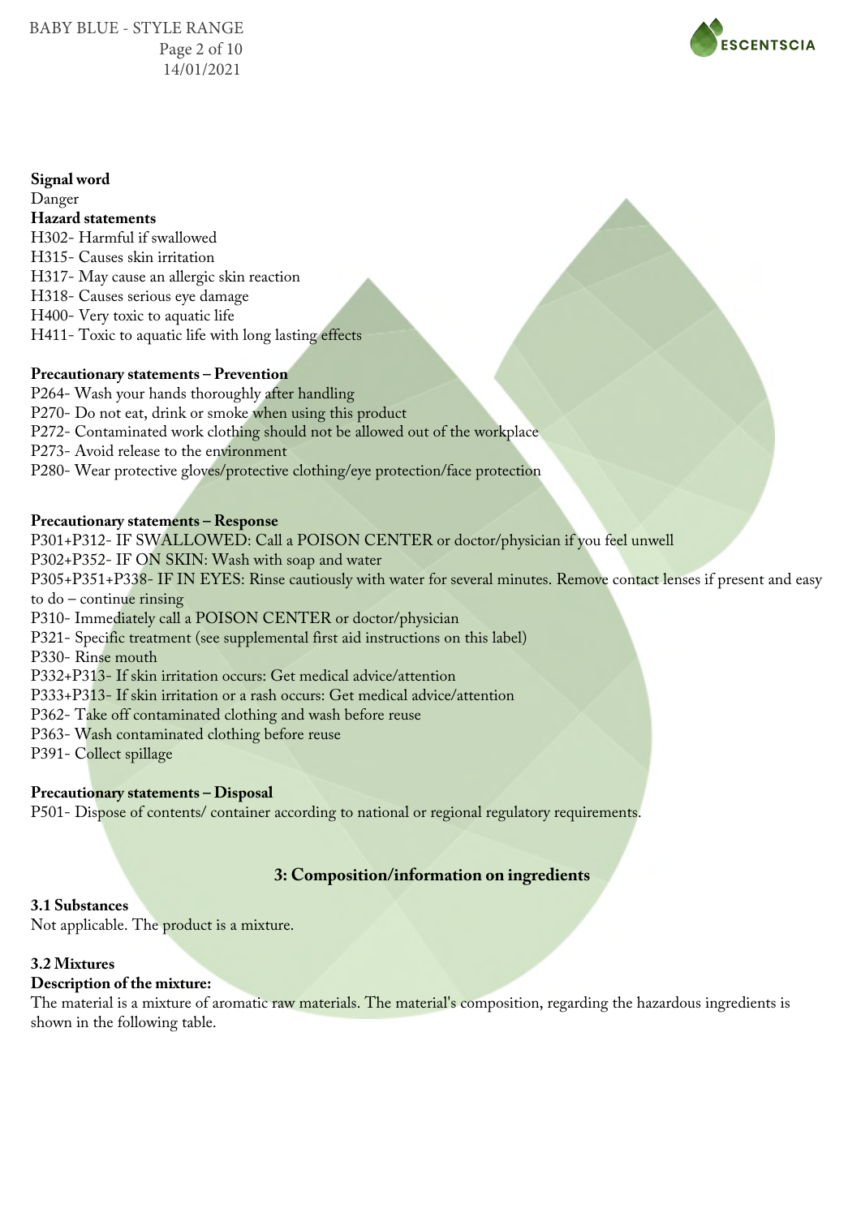**Signal word**

Danger

**Hazard statements**

H302- Harmful if swallowed
H315- Causes skin irritation
H317- May cause an allergic skin reaction
H318- Causes serious eye damage
H400- Very toxic to aquatic life
H411- Toxic to aquatic life with long lasting effects

**Precautionary statements – Prevention**

P264- Wash your hands thoroughly after handling
P270- Do not eat, drink or smoke when using this product
P272- Contaminated work clothing should not be allowed out of the workplace
P273- Avoid release to the environment
P280- Wear protective gloves/protective clothing/eye protection/face protection

**Precautionary statements – Response**

P301+P312- IF SWALLOWED: Call a POISON CENTER or doctor/physician if you feel unwell
P302+P352- IF ON SKIN: Wash with soap and water
P305+P351+P338- IF IN EYES: Rinse cautiously with water for several minutes. Remove contact lenses if present and easy to do – continue rinsing
P310- Immediately call a POISON CENTER or doctor/physician
P321- Specific treatment (see supplemental first aid instructions on this label)
P330- Rinse mouth
P332+P313- If skin irritation occurs: Get medical advice/attention
P333+P313- If skin irritation or a rash occurs: Get medical advice/attention
P362- Take off contaminated clothing and wash before reuse
P363- Wash contaminated clothing before reuse
P391- Collect spillage

**Precautionary statements – Disposal**

P501- Dispose of contents/ container according to national or regional regulatory requirements.

## 3: Composition/information on ingredients

**3.1 Substances**

Not applicable. The product is a mixture.

**3.2 Mixtures**

**Description of the mixture:**

The material is a mixture of aromatic raw materials. The material's composition, regarding the hazardous ingredients is shown in the following table.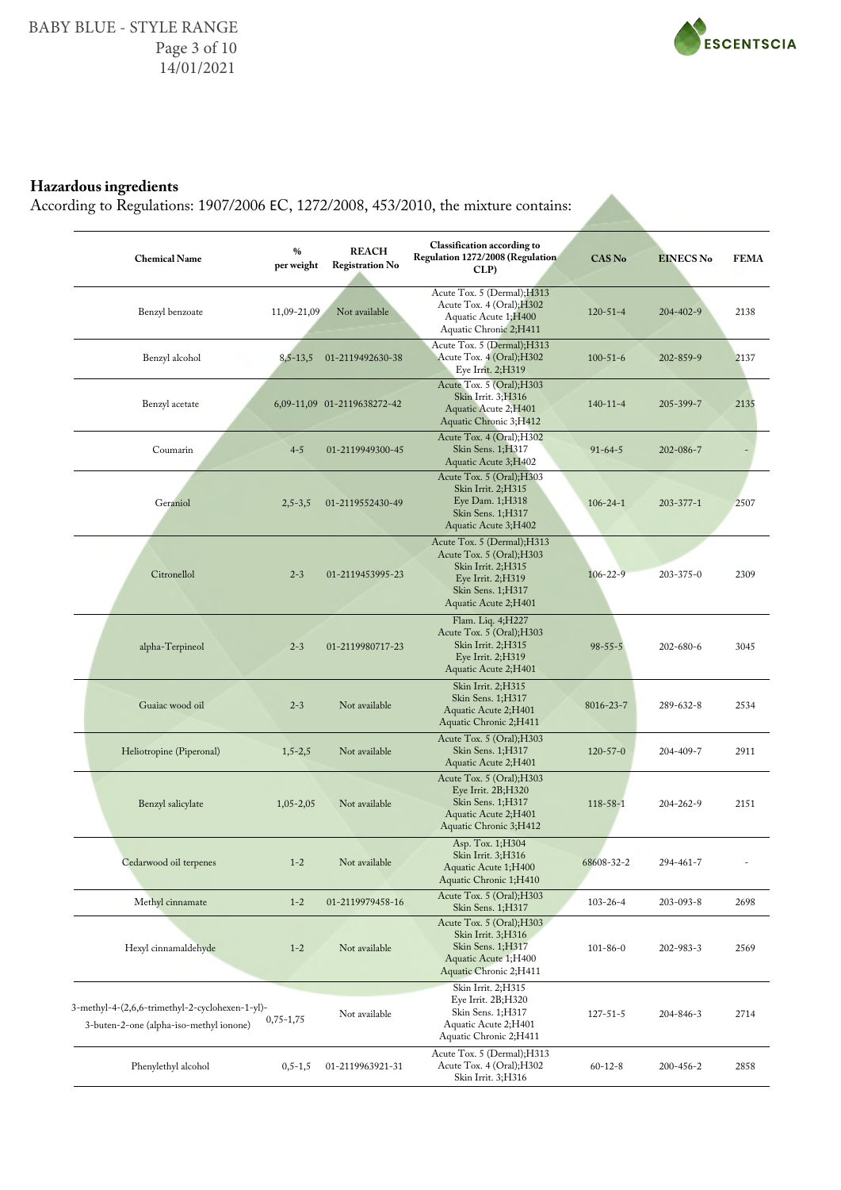**Hazardous ingredients**

According to Regulations: 1907/2006 EC, 1272/2008, 453/2010, the mixture contains:

| Chemical Name | % per weight | REACH Registration No | Classification according to Regulation 1272/2008 (Regulation CLP) | CAS No | EINECS No | FEMA |
|---|---|---|---|---|---|---|
| Benzyl benzoate | 11,09-21,09 | Not available | Acute Tox. 5 (Dermal);H313 Acute Tox. 4 (Oral);H302 Aquatic Acute 1;H400 Aquatic Chronic 2;H411 | 120-51-4 | 204-402-9 | 2138 |
| Benzyl alcohol | 8,5-13,5 | 01-2119492630-38 | Acute Tox. 5 (Dermal);H313 Acute Tox. 4 (Oral);H302 Eye Irrit. 2;H319 | 100-51-6 | 202-859-9 | 2137 |
| Benzyl acetate | 6,09-11,09 | 01-2119638272-42 | Acute Tox. 5 (Oral);H303 Skin Irrit. 3;H316 Aquatic Acute 2;H401 Aquatic Chronic 3;H412 | 140-11-4 | 205-399-7 | 2135 |
| Coumarin | 4-5 | 01-2119949300-45 | Acute Tox. 4 (Oral);H302 Skin Sens. 1;H317 Aquatic Acute 3;H402 | 91-64-5 | 202-086-7 | - |
| Geraniol | 2,5-3,5 | 01-2119552430-49 | Acute Tox. 5 (Oral);H303 Skin Irrit. 2;H315 Eye Dam. 1;H318 Skin Sens. 1;H317 Aquatic Acute 3;H402 | 106-24-1 | 203-377-1 | 2507 |
| Citronellol | 2-3 | 01-2119453995-23 | Acute Tox. 5 (Dermal);H313 Acute Tox. 5 (Oral);H303 Skin Irrit. 2;H315 Eye Irrit. 2;H319 Skin Sens. 1;H317 Aquatic Acute 2;H401 | 106-22-9 | 203-375-0 | 2309 |
| alpha-Terpineol | 2-3 | 01-2119980717-23 | Flam. Liq. 4;H227 Acute Tox. 5 (Oral);H303 Skin Irrit. 2;H315 Eye Irrit. 2;H319 Aquatic Acute 2;H401 | 98-55-5 | 202-680-6 | 3045 |
| Guaiac wood oil | 2-3 | Not available | Skin Irrit. 2;H315 Skin Sens. 1;H317 Aquatic Acute 2;H401 Aquatic Chronic 2;H411 | 8016-23-7 | 289-632-8 | 2534 |
| Heliotropine (Piperonal) | 1,5-2,5 | Not available | Acute Tox. 5 (Oral);H303 Skin Sens. 1;H317 Aquatic Acute 2;H401 | 120-57-0 | 204-409-7 | 2911 |
| Benzyl salicylate | 1,05-2,05 | Not available | Acute Tox. 5 (Oral);H303 Eye Irrit. 2B;H320 Skin Sens. 1;H317 Aquatic Acute 2;H401 Aquatic Chronic 3;H412 | 118-58-1 | 204-262-9 | 2151 |
| Cedarwood oil terpenes | 1-2 | Not available | Asp. Tox. 1;H304 Skin Irrit. 3;H316 Aquatic Acute 1;H400 Aquatic Chronic 1;H410 | 68608-32-2 | 294-461-7 | - |
| Methyl cinnamate | 1-2 | 01-2119979458-16 | Acute Tox. 5 (Oral);H303 Skin Sens. 1;H317 | 103-26-4 | 203-093-8 | 2698 |
| Hexyl cinnamaldehyde | 1-2 | Not available | Acute Tox. 5 (Oral);H303 Skin Irrit. 3;H316 Skin Sens. 1;H317 Aquatic Acute 1;H400 Aquatic Chronic 2;H411 | 101-86-0 | 202-983-3 | 2569 |
| 3-methyl-4-(2,6,6-trimethyl-2-cyclohexen-1-yl)-3-buten-2-one (alpha-iso-methyl ionone) | 0,75-1,75 | Not available | Skin Irrit. 2;H315 Eye Irrit. 2B;H320 Skin Sens. 1;H317 Aquatic Acute 2;H401 Aquatic Chronic 2;H411 | 127-51-5 | 204-846-3 | 2714 |
| Phenylethyl alcohol | 0,5-1,5 | 01-2119963921-31 | Acute Tox. 5 (Dermal);H313 Acute Tox. 4 (Oral);H302 Skin Irrit. 3;H316 | 60-12-8 | 200-456-2 | 2858 |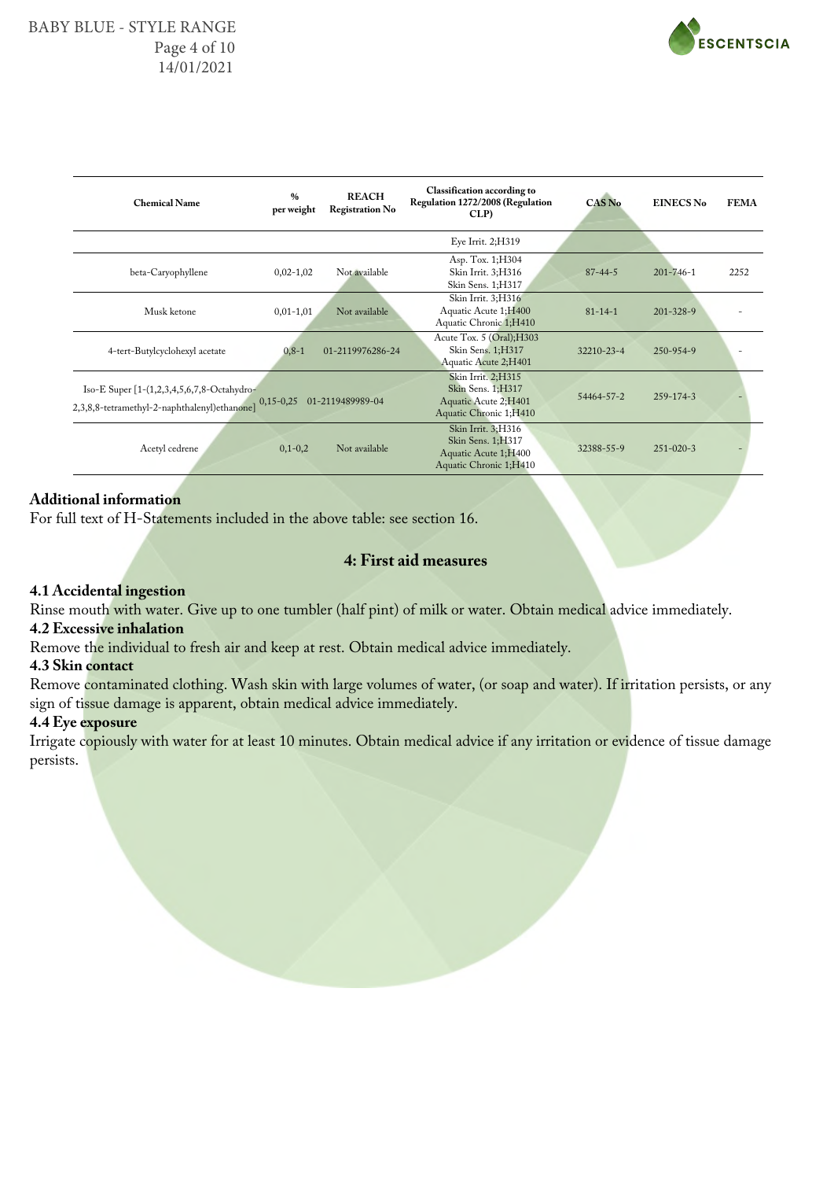| Chemical Name | % per weight | REACH Registration No | Classification according to Regulation 1272/2008 (Regulation CLP) | CAS No | EINECS No | FEMA |
|---|---|---|---|---|---|---|
| | | | Eye Irrit. 2;H319 | | | |
| beta-Caryophyllene | 0,02-1,02 | Not available | Asp. Tox. 1;H304<br>Skin Irrit. 3;H316<br>Skin Sens. 1;H317 | 87-44-5 | 201-746-1 | 2252 |
| Musk ketone | 0,01-1,01 | Not available | Skin Irrit. 3;H316<br>Aquatic Acute 1;H400<br>Aquatic Chronic 1;H410 | 81-14-1 | 201-328-9 | - |
| 4-tert-Butylcyclohexyl acetate | 0,8-1 | 01-2119976286-24 | Acute Tox. 5 (Oral);H303<br>Skin Sens. 1;H317<br>Aquatic Acute 2;H401 | 32210-23-4 | 250-954-9 | - |
| Iso-E Super [1-(1,2,3,4,5,6,7,8-Octahydro-2,3,8,8-tetramethyl-2-naphthalenyl)ethanone] | 0,15-0,25 | 01-2119489989-04 | Skin Irrit. 2;H315<br>Skin Sens. 1;H317<br>Aquatic Acute 2;H401<br>Aquatic Chronic 1;H410 | 54464-57-2 | 259-174-3 | - |
| Acetyl cedrene | 0,1-0,2 | Not available | Skin Irrit. 3;H316<br>Skin Sens. 1;H317<br>Aquatic Acute 1;H400<br>Aquatic Chronic 1;H410 | 32388-55-9 | 251-020-3 | - |

**Additional information**

For full text of H-Statements included in the above table: see section 16.

## 4: First aid measures

### 4.1 Accidental ingestion

Rinse mouth with water. Give up to one tumbler (half pint) of milk or water. Obtain medical advice immediately.

### 4.2 Excessive inhalation

Remove the individual to fresh air and keep at rest. Obtain medical advice immediately.

### 4.3 Skin contact

Remove contaminated clothing. Wash skin with large volumes of water, (or soap and water). If irritation persists, or any sign of tissue damage is apparent, obtain medical advice immediately.

### 4.4 Eye exposure

Irrigate copiously with water for at least 10 minutes. Obtain medical advice if any irritation or evidence of tissue damage persists.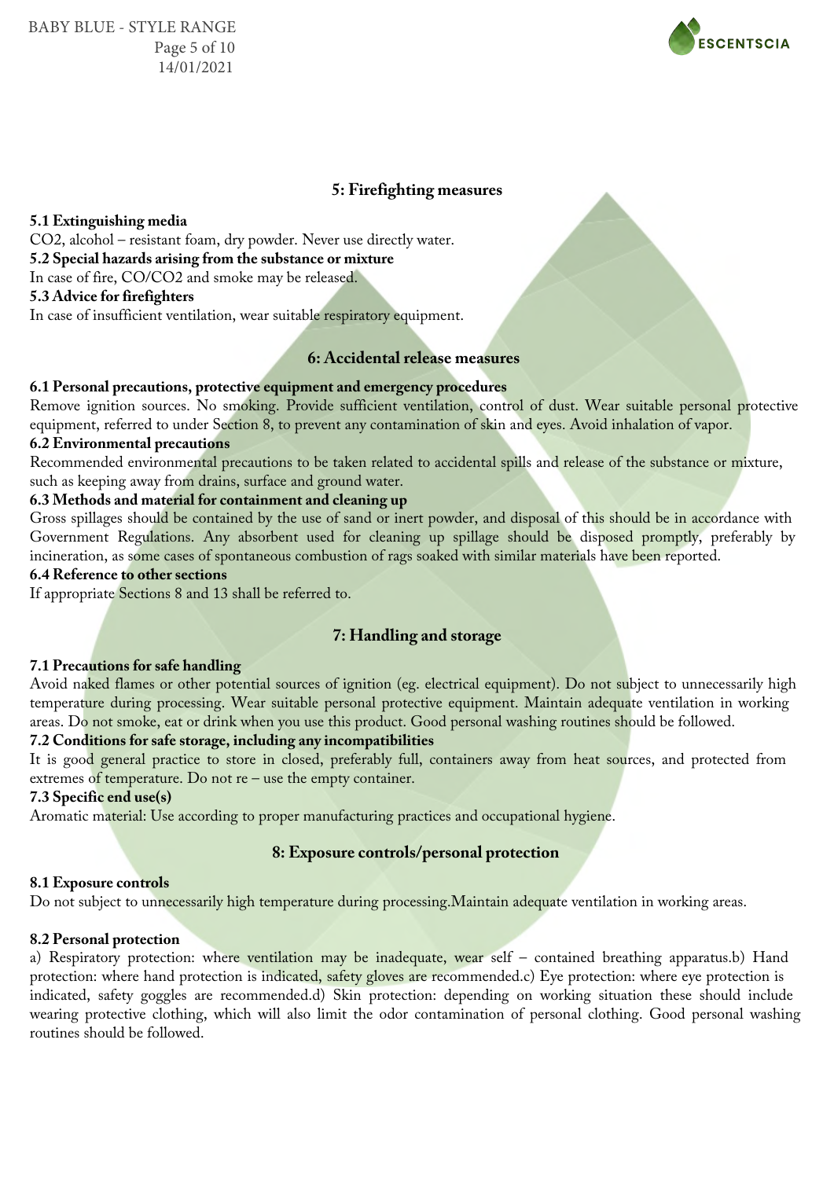## 5: Firefighting measures

**5.1 Extinguishing media**

$CO_2$, alcohol – resistant foam, dry powder. Never use directly water.

**5.2 Special hazards arising from the substance or mixture**

In case of fire, $CO/CO_2$ and smoke may be released.

**5.3 Advice for firefighters**

In case of insufficient ventilation, wear suitable respiratory equipment.

## 6: Accidental release measures

**6.1 Personal precautions, protective equipment and emergency procedures**

Remove ignition sources. No smoking. Provide sufficient ventilation, control of dust. Wear suitable personal protective equipment, referred to under Section 8, to prevent any contamination of skin and eyes. Avoid inhalation of vapor.

**6.2 Environmental precautions**

Recommended environmental precautions to be taken related to accidental spills and release of the substance or mixture, such as keeping away from drains, surface and ground water.

**6.3 Methods and material for containment and cleaning up**

Gross spillages should be contained by the use of sand or inert powder, and disposal of this should be in accordance with Government Regulations. Any absorbent used for cleaning up spillage should be disposed promptly, preferably by incineration, as some cases of spontaneous combustion of rags soaked with similar materials have been reported.

**6.4 Reference to other sections**

If appropriate Sections 8 and 13 shall be referred to.

## 7: Handling and storage

**7.1 Precautions for safe handling**

Avoid naked flames or other potential sources of ignition (eg. electrical equipment). Do not subject to unnecessarily high temperature during processing. Wear suitable personal protective equipment. Maintain adequate ventilation in working areas. Do not smoke, eat or drink when you use this product. Good personal washing routines should be followed.

**7.2 Conditions for safe storage, including any incompatibilities**

It is good general practice to store in closed, preferably full, containers away from heat sources, and protected from extremes of temperature. Do not re – use the empty container.

**7.3 Specific end use(s)**

Aromatic material: Use according to proper manufacturing practices and occupational hygiene.

## 8: Exposure controls/personal protection

**8.1 Exposure controls**

Do not subject to unnecessarily high temperature during processing.Maintain adequate ventilation in working areas.

**8.2 Personal protection**

a) Respiratory protection: where ventilation may be inadequate, wear self – contained breathing apparatus.b) Hand protection: where hand protection is indicated, safety gloves are recommended.c) Eye protection: where eye protection is indicated, safety goggles are recommended.d) Skin protection: depending on working situation these should include wearing protective clothing, which will also limit the odor contamination of personal clothing. Good personal washing routines should be followed.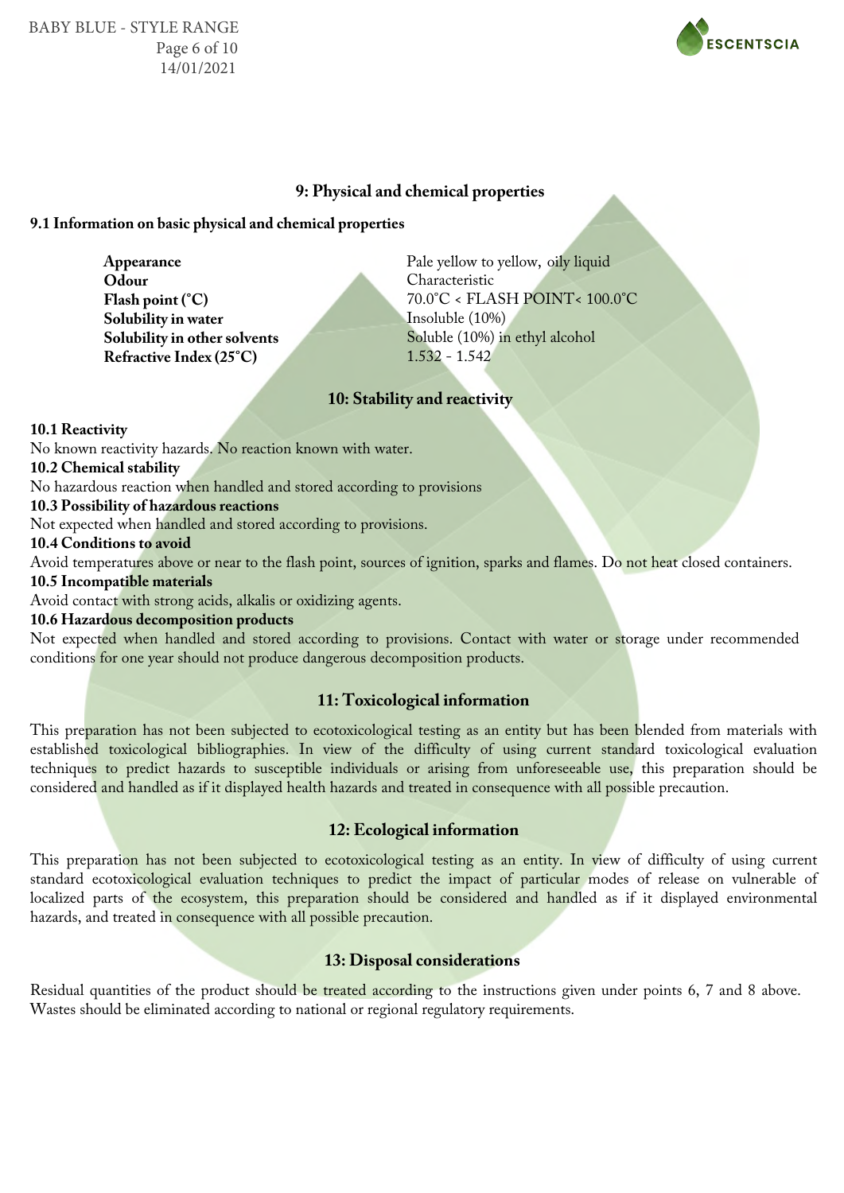## 9: Physical and chemical properties

### 9.1 Information on basic physical and chemical properties

| | |
|---|---|
| **Appearance** | Pale yellow to yellow, oily liquid |
| **Odour** | Characteristic |
| **Flash point (°C)** | 70.0°C < FLASH POINT< 100.0°C |
| **Solubility in water** | Insoluble (10%) |
| **Solubility in other solvents** | Soluble (10%) in ethyl alcohol |
| **Refractive Index (25°C)** | 1.532 - 1.542 |

## 10: Stability and reactivity

**10.1 Reactivity**

No known reactivity hazards. No reaction known with water.

**10.2 Chemical stability**

No hazardous reaction when handled and stored according to provisions

**10.3 Possibility of hazardous reactions**

Not expected when handled and stored according to provisions.

**10.4 Conditions to avoid**

Avoid temperatures above or near to the flash point, sources of ignition, sparks and flames. Do not heat closed containers.

**10.5 Incompatible materials**

Avoid contact with strong acids, alkalis or oxidizing agents.

**10.6 Hazardous decomposition products**

Not expected when handled and stored according to provisions. Contact with water or storage under recommended conditions for one year should not produce dangerous decomposition products.

## 11: Toxicological information

This preparation has not been subjected to ecotoxicological testing as an entity but has been blended from materials with established toxicological bibliographies. In view of the difficulty of using current standard toxicological evaluation techniques to predict hazards to susceptible individuals or arising from unforeseeable use, this preparation should be considered and handled as if it displayed health hazards and treated in consequence with all possible precaution.

## 12: Ecological information

This preparation has not been subjected to ecotoxicological testing as an entity. In view of difficulty of using current standard ecotoxicological evaluation techniques to predict the impact of particular modes of release on vulnerable of localized parts of the ecosystem, this preparation should be considered and handled as if it displayed environmental hazards, and treated in consequence with all possible precaution.

## 13: Disposal considerations

Residual quantities of the product should be treated according to the instructions given under points 6, 7 and 8 above. Wastes should be eliminated according to national or regional regulatory requirements.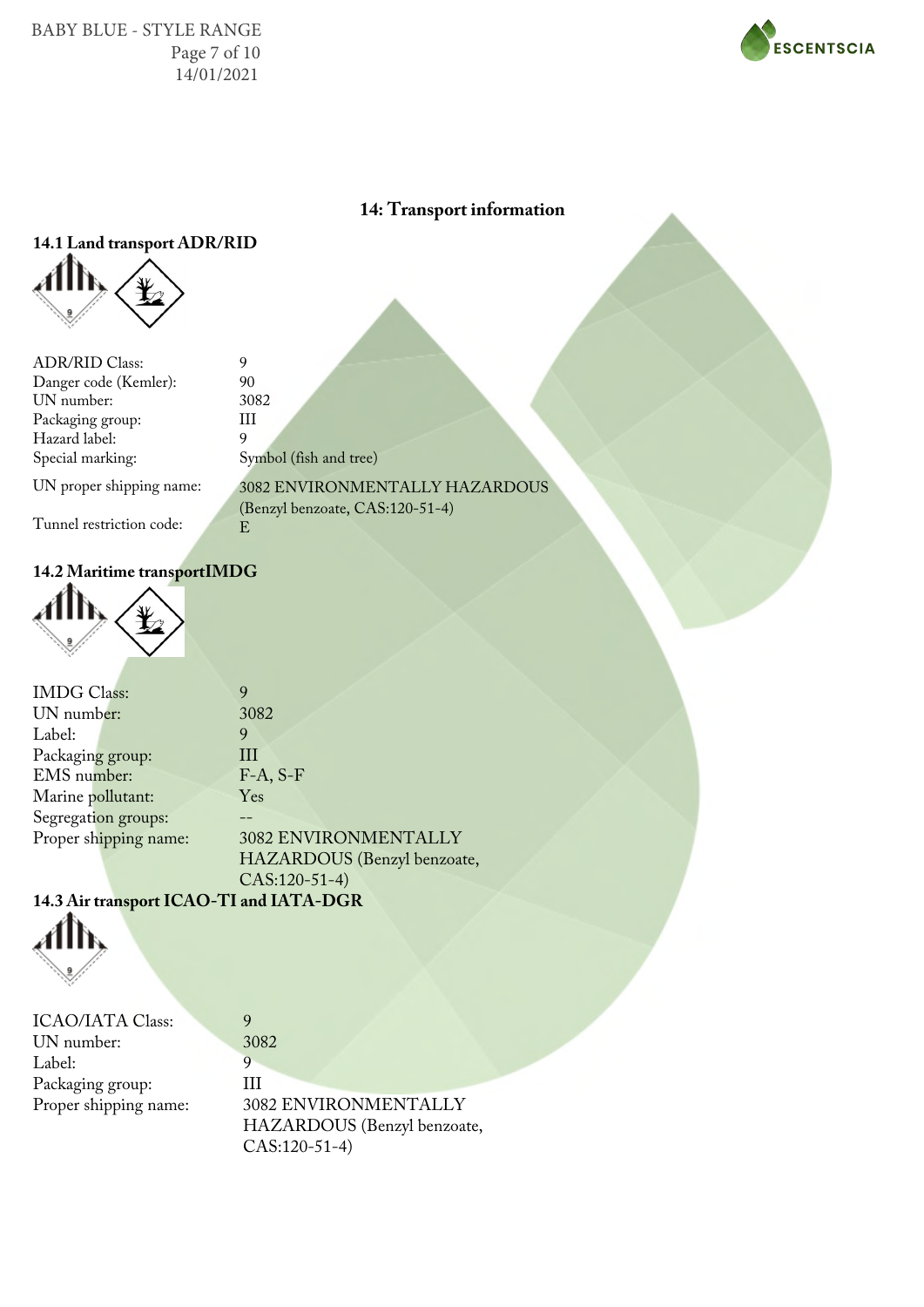## 14: Transport information

### 14.1 Land transport ADR/RID

| | |
|---|---|
| ADR/RID Class: | 9 |
| Danger code (Kemler): | 90 |
| UN number: | 3082 |
| Packaging group: | III |
| Hazard label: | 9 |
| Special marking: | Symbol (fish and tree) |
| UN proper shipping name: | 3082 ENVIRONMENTALLY HAZARDOUS (Benzyl benzoate, CAS:120-51-4) |
| Tunnel restriction code: | E |

### 14.2 Maritime transportIMDG

| | |
|---|---|
| IMDG Class: | 9 |
| UN number: | 3082 |
| Label: | 9 |
| Packaging group: | III |
| EMS number: | F-A, S-F |
| Marine pollutant: | Yes |
| Segregation groups: | -- |
| Proper shipping name: | 3082 ENVIRONMENTALLY HAZARDOUS (Benzyl benzoate, CAS:120-51-4) |

### 14.3 Air transport ICAO-TI and IATA-DGR

| | |
|---|---|
| ICAO/IATA Class: | 9 |
| UN number: | 3082 |
| Label: | 9 |
| Packaging group: | III |
| Proper shipping name: | 3082 ENVIRONMENTALLY HAZARDOUS (Benzyl benzoate, CAS:120-51-4) |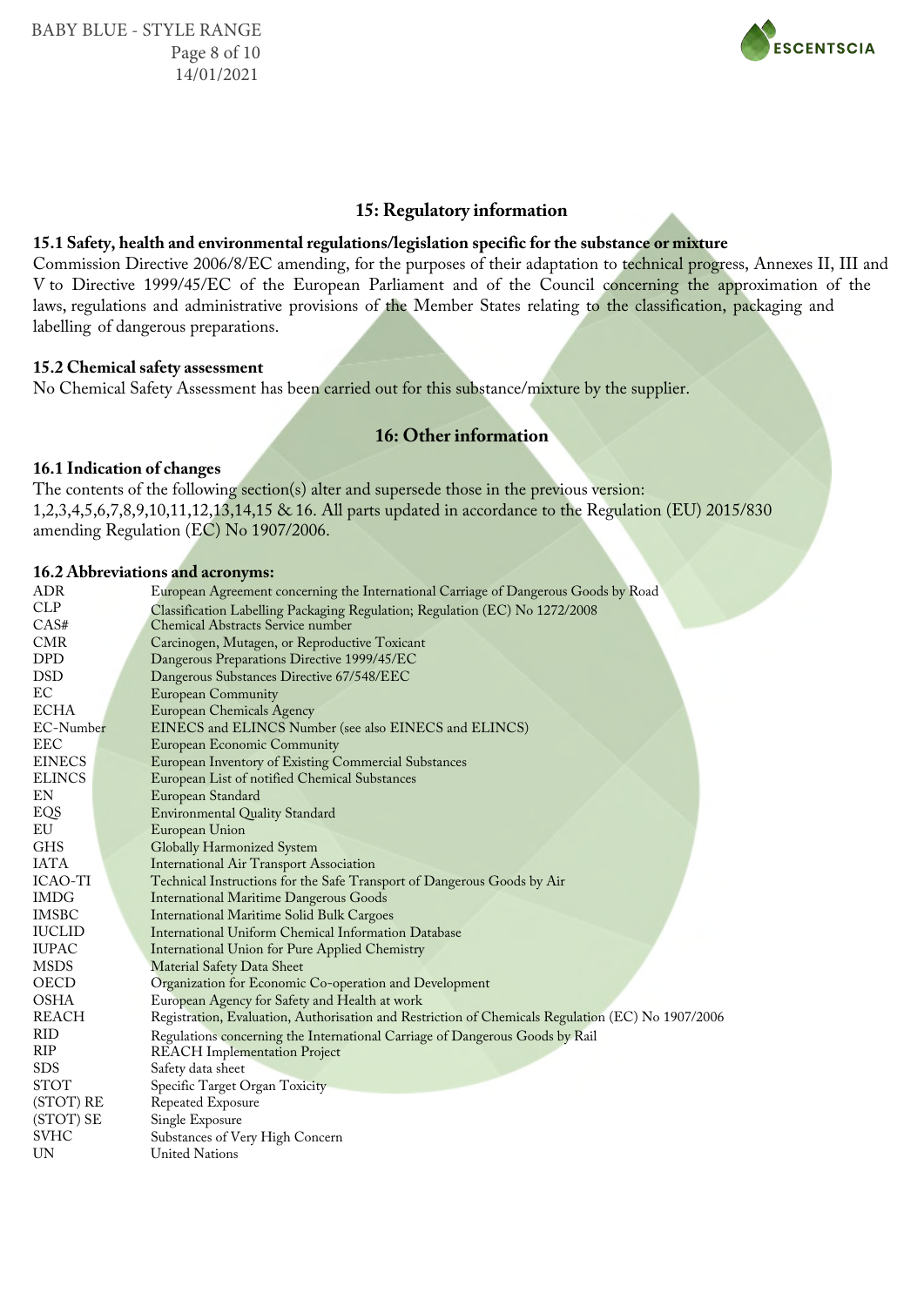## 15: Regulatory information

### 15.1 Safety, health and environmental regulations/legislation specific for the substance or mixture

Commission Directive 2006/8/EC amending, for the purposes of their adaptation to technical progress, Annexes II, III and V to Directive 1999/45/EC of the European Parliament and of the Council concerning the approximation of the laws, regulations and administrative provisions of the Member States relating to the classification, packaging and labelling of dangerous preparations.

### 15.2 Chemical safety assessment

No Chemical Safety Assessment has been carried out for this substance/mixture by the supplier.

## 16: Other information

### 16.1 Indication of changes

The contents of the following section(s) alter and supersede those in the previous version:
1,2,3,4,5,6,7,8,9,10,11,12,13,14,15 & 16. All parts updated in accordance to the Regulation (EU) 2015/830 amending Regulation (EC) No 1907/2006.

### 16.2 Abbreviations and acronyms:

| | |
|---|---|
| ADR | European Agreement concerning the International Carriage of Dangerous Goods by Road |
| CLP | Classification Labelling Packaging Regulation; Regulation (EC) No 1272/2008 |
| CAS# | Chemical Abstracts Service number |
| CMR | Carcinogen, Mutagen, or Reproductive Toxicant |
| DPD | Dangerous Preparations Directive 1999/45/EC |
| DSD | Dangerous Substances Directive 67/548/EEC |
| EC | European Community |
| ECHA | European Chemicals Agency |
| EC-Number | EINECS and ELINCS Number (see also EINECS and ELINCS) |
| EEC | European Economic Community |
| EINECS | European Inventory of Existing Commercial Substances |
| ELINCS | European List of notified Chemical Substances |
| EN | European Standard |
| EQS | Environmental Quality Standard |
| EU | European Union |
| GHS | Globally Harmonized System |
| IATA | International Air Transport Association |
| ICAO-TI | Technical Instructions for the Safe Transport of Dangerous Goods by Air |
| IMDG | International Maritime Dangerous Goods |
| IMSBC | International Maritime Solid Bulk Cargoes |
| IUCLID | International Uniform Chemical Information Database |
| IUPAC | International Union for Pure Applied Chemistry |
| MSDS | Material Safety Data Sheet |
| OECD | Organization for Economic Co-operation and Development |
| OSHA | European Agency for Safety and Health at work |
| REACH | Registration, Evaluation, Authorisation and Restriction of Chemicals Regulation (EC) No 1907/2006 |
| RID | Regulations concerning the International Carriage of Dangerous Goods by Rail |
| RIP | REACH Implementation Project |
| SDS | Safety data sheet |
| STOT | Specific Target Organ Toxicity |
| (STOT) RE | Repeated Exposure |
| (STOT) SE | Single Exposure |
| SVHC | Substances of Very High Concern |
| UN | United Nations |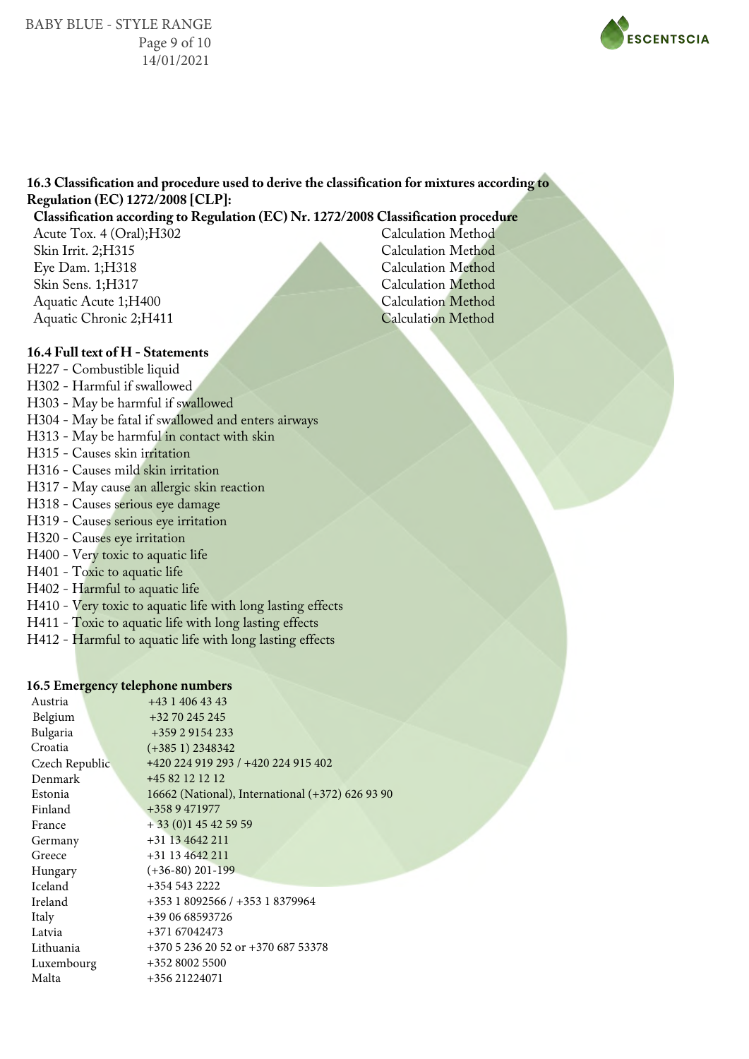### 16.3 Classification and procedure used to derive the classification for mixtures according to Regulation (EC) 1272/2008 [CLP]:

| Classification according to Regulation (EC) Nr. 1272/2008 | Classification procedure |
|---|---|
| Acute Tox. 4 (Oral);H302 | Calculation Method |
| Skin Irrit. 2;H315 | Calculation Method |
| Eye Dam. 1;H318 | Calculation Method |
| Skin Sens. 1;H317 | Calculation Method |
| Aquatic Acute 1;H400 | Calculation Method |
| Aquatic Chronic 2;H411 | Calculation Method |

### 16.4 Full text of H - Statements

H227 - Combustible liquid
H302 - Harmful if swallowed
H303 - May be harmful if swallowed
H304 - May be fatal if swallowed and enters airways
H313 - May be harmful in contact with skin
H315 - Causes skin irritation
H316 - Causes mild skin irritation
H317 - May cause an allergic skin reaction
H318 - Causes serious eye damage
H319 - Causes serious eye irritation
H320 - Causes eye irritation
H400 - Very toxic to aquatic life
H401 - Toxic to aquatic life
H402 - Harmful to aquatic life
H410 - Very toxic to aquatic life with long lasting effects
H411 - Toxic to aquatic life with long lasting effects
H412 - Harmful to aquatic life with long lasting effects

### 16.5 Emergency telephone numbers

| Country | Number |
|---|---|
| Austria | +43 1 406 43 43 |
| Belgium | +32 70 245 245 |
| Bulgaria | +359 2 9154 233 |
| Croatia | (+385 1) 2348342 |
| Czech Republic | +420 224 919 293 / +420 224 915 402 |
| Denmark | +45 82 12 12 12 |
| Estonia | 16662 (National), International (+372) 626 93 90 |
| Finland | +358 9 471977 |
| France | + 33 (0)1 45 42 59 59 |
| Germany | +31 13 4642 211 |
| Greece | +31 13 4642 211 |
| Hungary | (+36-80) 201-199 |
| Iceland | +354 543 2222 |
| Ireland | +353 1 8092566 / +353 1 8379964 |
| Italy | +39 06 68593726 |
| Latvia | +371 67042473 |
| Lithuania | +370 5 236 20 52 or +370 687 53378 |
| Luxembourg | +352 8002 5500 |
| Malta | +356 21224071 |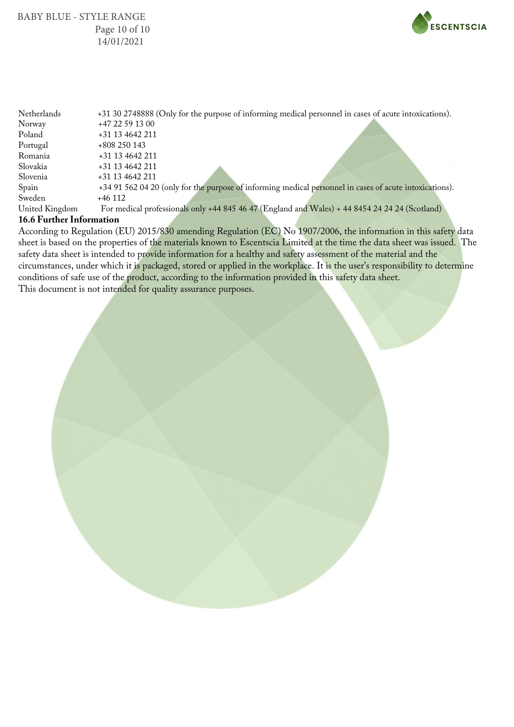| | |
|---|---|
| Netherlands | +31 30 2748888 (Only for the purpose of informing medical personnel in cases of acute intoxications). |
| Norway | +47 22 59 13 00 |
| Poland | +31 13 4642 211 |
| Portugal | +808 250 143 |
| Romania | +31 13 4642 211 |
| Slovakia | +31 13 4642 211 |
| Slovenia | +31 13 4642 211 |
| Spain | +34 91 562 04 20 (only for the purpose of informing medical personnel in cases of acute intoxications). |
| Sweden | +46 112 |
| United Kingdom | For medical professionals only +44 845 46 47 (England and Wales) + 44 8454 24 24 24 (Scotland) |

**16.6 Further Information**

According to Regulation (EU) 2015/830 amending Regulation (EC) No 1907/2006, the information in this safety data sheet is based on the properties of the materials known to Escentscia Limited at the time the data sheet was issued. The safety data sheet is intended to provide information for a healthy and safety assessment of the material and the circumstances, under which it is packaged, stored or applied in the workplace. It is the user's responsibility to determine conditions of safe use of the product, according to the information provided in this safety data sheet.
This document is not intended for quality assurance purposes.